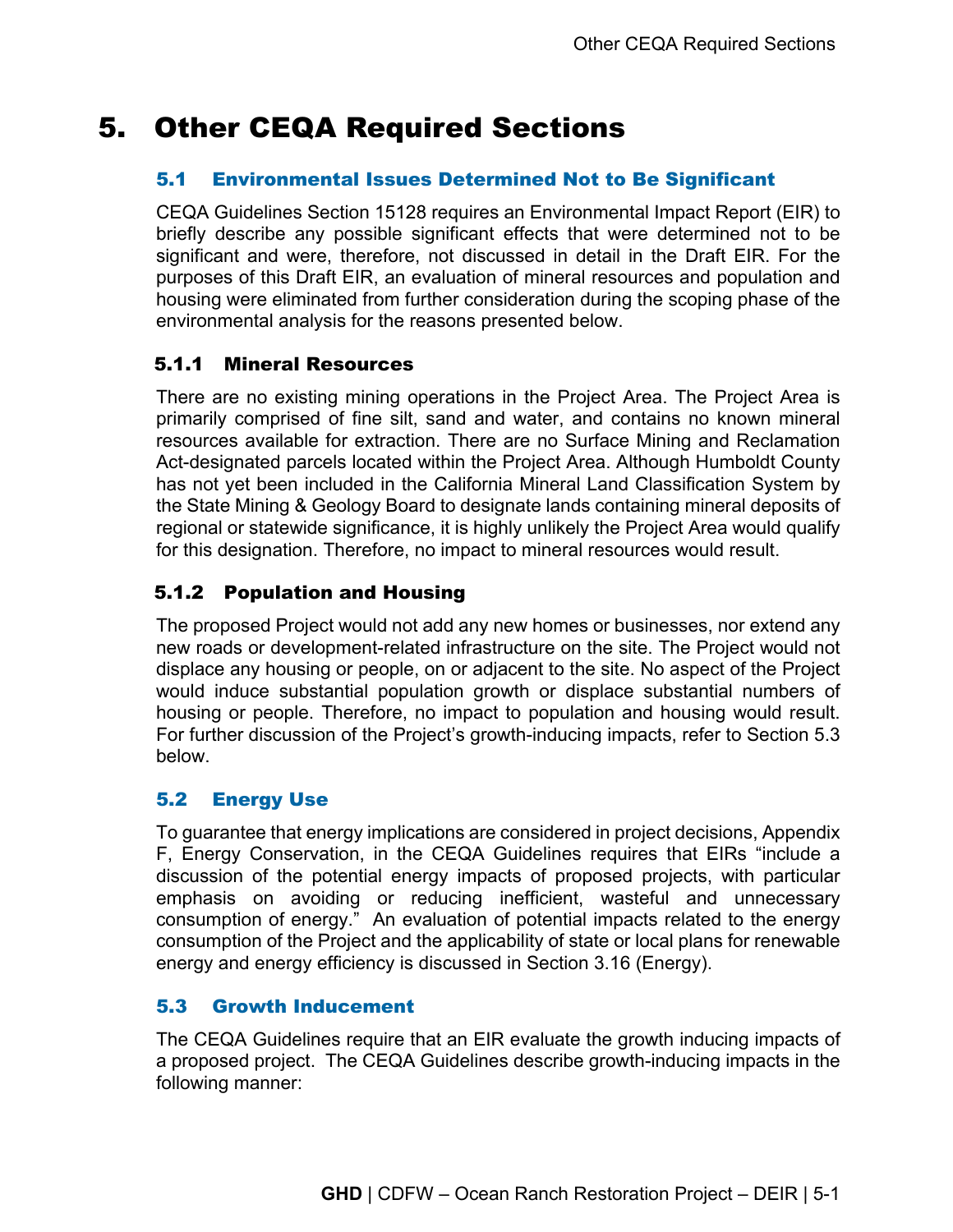# 5. Other CEQA Required Sections

## 5.1 Environmental Issues Determined Not to Be Significant

CEQA Guidelines Section 15128 requires an Environmental Impact Report (EIR) to briefly describe any possible significant effects that were determined not to be significant and were, therefore, not discussed in detail in the Draft EIR. For the purposes of this Draft EIR, an evaluation of mineral resources and population and housing were eliminated from further consideration during the scoping phase of the environmental analysis for the reasons presented below.

### 5.1.1 Mineral Resources

There are no existing mining operations in the Project Area. The Project Area is primarily comprised of fine silt, sand and water, and contains no known mineral resources available for extraction. There are no Surface Mining and Reclamation Act-designated parcels located within the Project Area. Although Humboldt County has not yet been included in the California Mineral Land Classification System by the State Mining & Geology Board to designate lands containing mineral deposits of regional or statewide significance, it is highly unlikely the Project Area would qualify for this designation. Therefore, no impact to mineral resources would result.

### 5.1.2 Population and Housing

The proposed Project would not add any new homes or businesses, nor extend any new roads or development-related infrastructure on the site. The Project would not displace any housing or people, on or adjacent to the site. No aspect of the Project would induce substantial population growth or displace substantial numbers of housing or people. Therefore, no impact to population and housing would result. For further discussion of the Project's growth-inducing impacts, refer to Section 5.3 below.

## 5.2 Energy Use

To guarantee that energy implications are considered in project decisions, Appendix F, Energy Conservation, in the CEQA Guidelines requires that EIRs "include a discussion of the potential energy impacts of proposed projects, with particular emphasis on avoiding or reducing inefficient, wasteful and unnecessary consumption of energy." An evaluation of potential impacts related to the energy consumption of the Project and the applicability of state or local plans for renewable energy and energy efficiency is discussed in Section 3.16 (Energy).

## 5.3 Growth Inducement

The CEQA Guidelines require that an EIR evaluate the growth inducing impacts of a proposed project. The CEQA Guidelines describe growth-inducing impacts in the following manner: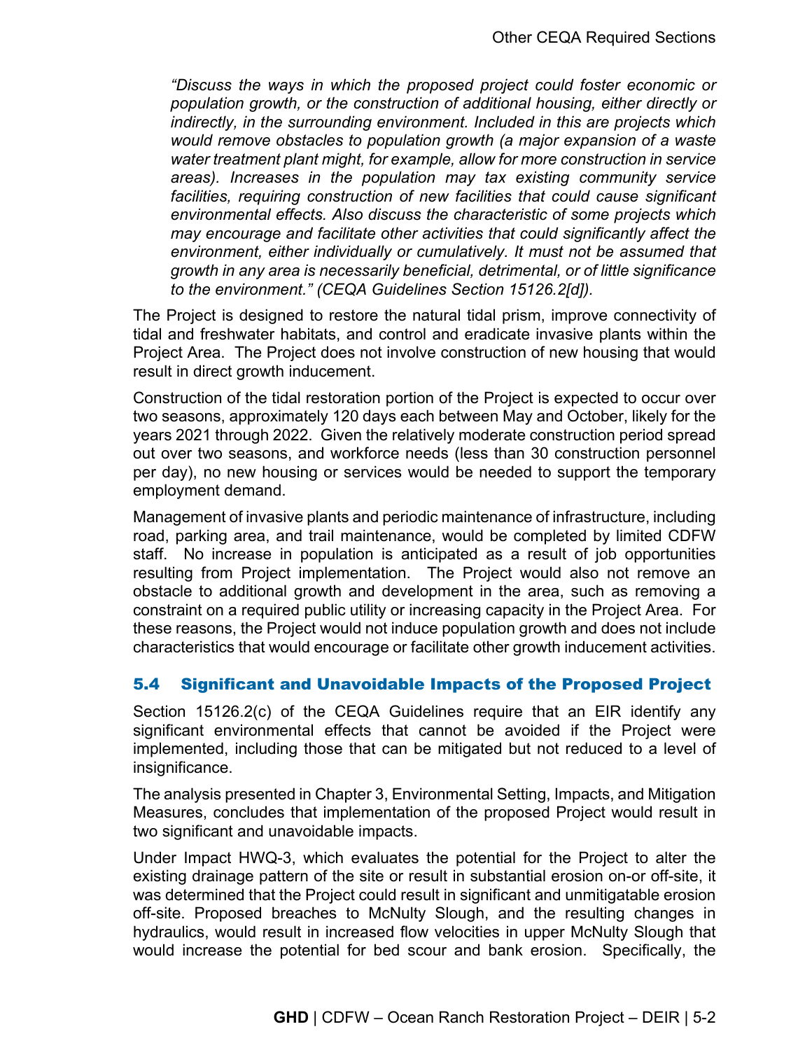> *"Discuss the ways in which the proposed project could foster economic or population growth, or the construction of additional housing, either directly or indirectly, in the surrounding environment. Included in this are projects which would remove obstacles to population growth (a major expansion of a waste water treatment plant might, for example, allow for more construction in service areas). Increases in the population may tax existing community service facilities, requiring construction of new facilities that could cause significant environmental effects. Also discuss the characteristic of some projects which may encourage and facilitate other activities that could significantly affect the environment, either individually or cumulatively. It must not be assumed that growth in any area is necessarily beneficial, detrimental, or of little significance to the environment." (CEQA Guidelines Section 15126.2[d]).*

The Project is designed to restore the natural tidal prism, improve connectivity of tidal and freshwater habitats, and control and eradicate invasive plants within the Project Area. The Project does not involve construction of new housing that would result in direct growth inducement.

Construction of the tidal restoration portion of the Project is expected to occur over two seasons, approximately 120 days each between May and October, likely for the years 2021 through 2022. Given the relatively moderate construction period spread out over two seasons, and workforce needs (less than 30 construction personnel per day), no new housing or services would be needed to support the temporary employment demand.

Management of invasive plants and periodic maintenance of infrastructure, including road, parking area, and trail maintenance, would be completed by limited CDFW staff. No increase in population is anticipated as a result of job opportunities resulting from Project implementation. The Project would also not remove an obstacle to additional growth and development in the area, such as removing a constraint on a required public utility or increasing capacity in the Project Area. For these reasons, the Project would not induce population growth and does not include characteristics that would encourage or facilitate other growth inducement activities.

## 5.4 Significant and Unavoidable Impacts of the Proposed Project

Section 15126.2(c) of the CEQA Guidelines require that an EIR identify any significant environmental effects that cannot be avoided if the Project were implemented, including those that can be mitigated but not reduced to a level of insignificance.

The analysis presented in Chapter 3, Environmental Setting, Impacts, and Mitigation Measures, concludes that implementation of the proposed Project would result in two significant and unavoidable impacts.

Under Impact HWQ-3, which evaluates the potential for the Project to alter the existing drainage pattern of the site or result in substantial erosion on-or off-site, it was determined that the Project could result in significant and unmitigatable erosion off-site. Proposed breaches to McNulty Slough, and the resulting changes in hydraulics, would result in increased flow velocities in upper McNulty Slough that would increase the potential for bed scour and bank erosion. Specifically, the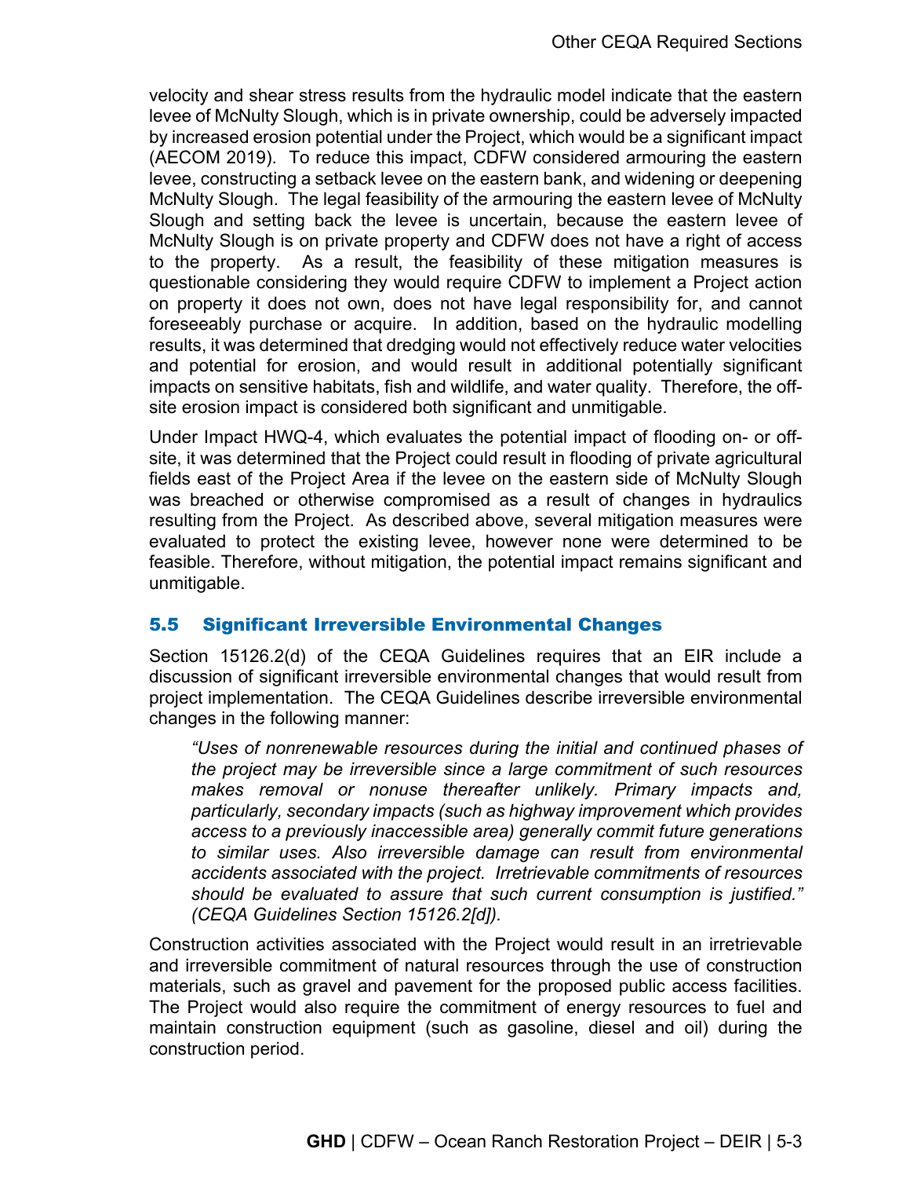velocity and shear stress results from the hydraulic model indicate that the eastern levee of McNulty Slough, which is in private ownership, could be adversely impacted by increased erosion potential under the Project, which would be a significant impact (AECOM 2019). To reduce this impact, CDFW considered armouring the eastern levee, constructing a setback levee on the eastern bank, and widening or deepening McNulty Slough. The legal feasibility of the armouring the eastern levee of McNulty Slough and setting back the levee is uncertain, because the eastern levee of McNulty Slough is on private property and CDFW does not have a right of access to the property. As a result, the feasibility of these mitigation measures is questionable considering they would require CDFW to implement a Project action on property it does not own, does not have legal responsibility for, and cannot foreseeably purchase or acquire. In addition, based on the hydraulic modelling results, it was determined that dredging would not effectively reduce water velocities and potential for erosion, and would result in additional potentially significant impacts on sensitive habitats, fish and wildlife, and water quality. Therefore, the off-site erosion impact is considered both significant and unmitigable.

Under Impact HWQ-4, which evaluates the potential impact of flooding on- or off-site, it was determined that the Project could result in flooding of private agricultural fields east of the Project Area if the levee on the eastern side of McNulty Slough was breached or otherwise compromised as a result of changes in hydraulics resulting from the Project. As described above, several mitigation measures were evaluated to protect the existing levee, however none were determined to be feasible. Therefore, without mitigation, the potential impact remains significant and unmitigable.

## 5.5 Significant Irreversible Environmental Changes

Section 15126.2(d) of the CEQA Guidelines requires that an EIR include a discussion of significant irreversible environmental changes that would result from project implementation. The CEQA Guidelines describe irreversible environmental changes in the following manner:

> *"Uses of nonrenewable resources during the initial and continued phases of the project may be irreversible since a large commitment of such resources makes removal or nonuse thereafter unlikely. Primary impacts and, particularly, secondary impacts (such as highway improvement which provides access to a previously inaccessible area) generally commit future generations to similar uses. Also irreversible damage can result from environmental accidents associated with the project. Irretrievable commitments of resources should be evaluated to assure that such current consumption is justified." (CEQA Guidelines Section 15126.2[d]).*

Construction activities associated with the Project would result in an irretrievable and irreversible commitment of natural resources through the use of construction materials, such as gravel and pavement for the proposed public access facilities. The Project would also require the commitment of energy resources to fuel and maintain construction equipment (such as gasoline, diesel and oil) during the construction period.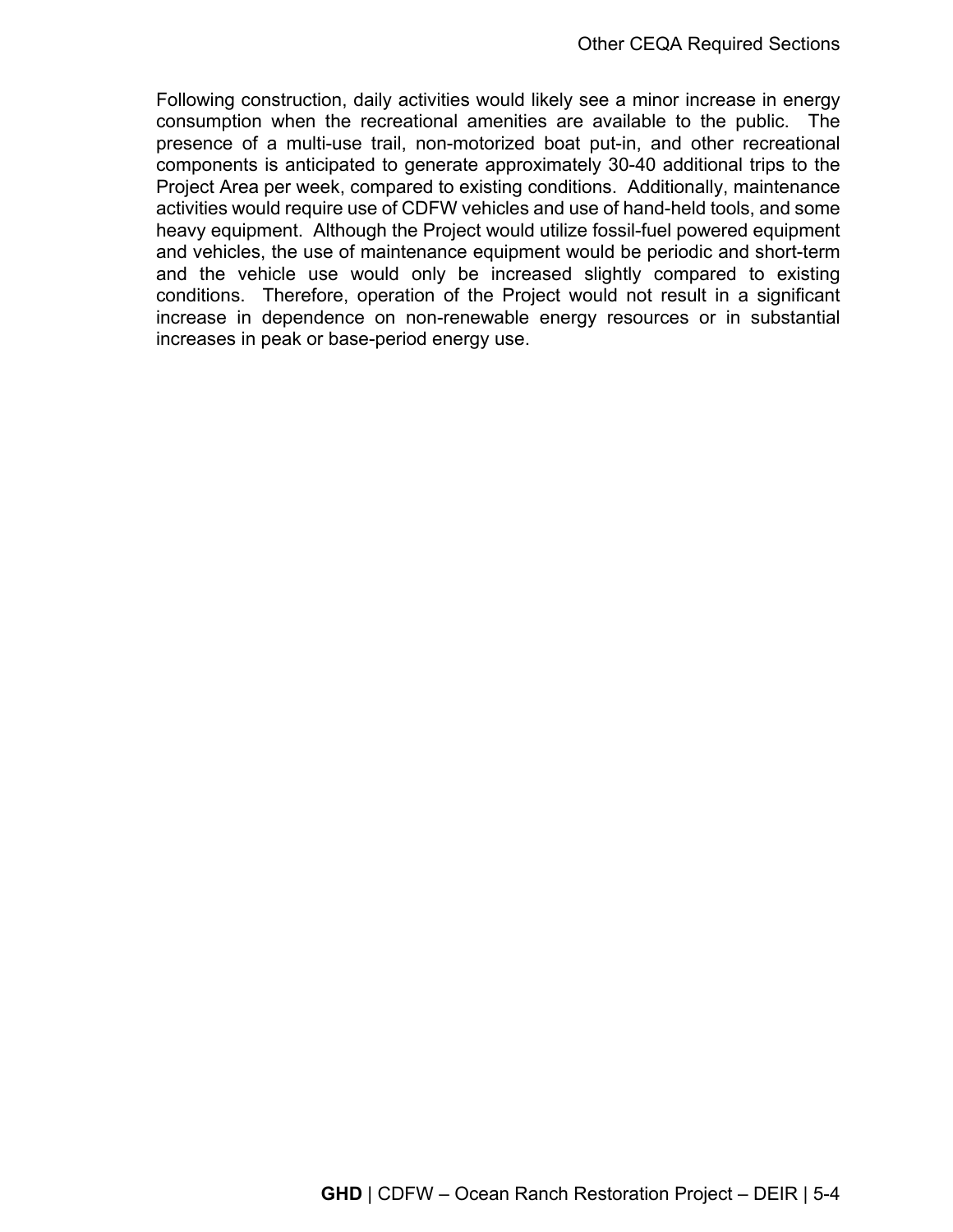Following construction, daily activities would likely see a minor increase in energy consumption when the recreational amenities are available to the public. The presence of a multi-use trail, non-motorized boat put-in, and other recreational components is anticipated to generate approximately 30-40 additional trips to the Project Area per week, compared to existing conditions. Additionally, maintenance activities would require use of CDFW vehicles and use of hand-held tools, and some heavy equipment. Although the Project would utilize fossil-fuel powered equipment and vehicles, the use of maintenance equipment would be periodic and short-term and the vehicle use would only be increased slightly compared to existing conditions. Therefore, operation of the Project would not result in a significant increase in dependence on non-renewable energy resources or in substantial increases in peak or base-period energy use.